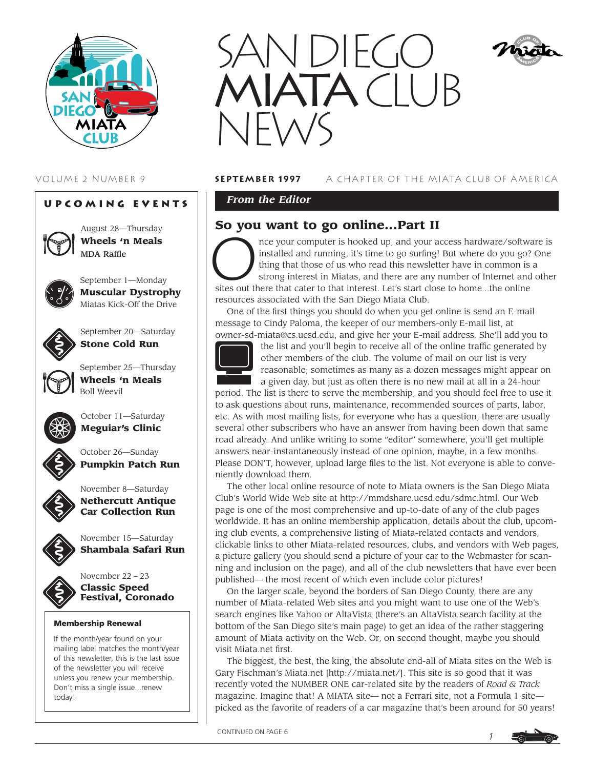# SAN DIEGO MIATA CLUB NEWS

VOLUME 2 NUMBER 9 **SEPTEMBER 1997** A CHAPTER OF THE MIATA CLUB OF AMERICA

## UPCOMING EVENTS

August 28—Thursday
**Wheels 'n Meals**
MDA Raffle

September 1—Monday
**Muscular Dystrophy**
Miatas Kick-Off the Drive

September 20—Saturday
**Stone Cold Run**

September 25—Thursday
**Wheels 'n Meals**
Boll Weevil

October 11—Saturday
**Meguiar's Clinic**

October 26—Sunday
**Pumpkin Patch Run**

November 8—Saturday
**Nethercutt Antique Car Collection Run**

November 15—Saturday
**Shambala Safari Run**

November 22 – 23
**Classic Speed Festival, Coronado**

**Membership Renewal**

If the month/year found on your mailing label matches the month/year of this newsletter, this is the last issue of the newsletter you will receive unless you renew your membership. Don't miss a single issue...renew today!

## *From the Editor*

## So you want to go online...Part II

Once your computer is hooked up, and your access hardware/software is installed and running, it's time to go surfing! But where do you go? One thing that those of us who read this newsletter have in common is a strong interest in Miatas, and there are any number of Internet and other sites out there that cater to that interest. Let's start close to home...the online resources associated with the San Diego Miata Club.

One of the first things you should do when you get online is send an E-mail message to Cindy Paloma, the keeper of our members-only E-mail list, at owner-sd-miata@cs.ucsd.edu, and give her your E-mail address. She'll add you to the list and you'll begin to receive all of the online traffic generated by other members of the club. The volume of mail on our list is very reasonable; sometimes as many as a dozen messages might appear on a given day, but just as often there is no new mail at all in a 24-hour period. The list is there to serve the membership, and you should feel free to use it to ask questions about runs, maintenance, recommended sources of parts, labor, etc. As with most mailing lists, for everyone who has a question, there are usually several other subscribers who have an answer from having been down that same road already. And unlike writing to some "editor" somewhere, you'll get multiple answers near-instantaneously instead of one opinion, maybe, in a few months. Please DON'T, however, upload large files to the list. Not everyone is able to conveniently download them.

The other local online resource of note to Miata owners is the San Diego Miata Club's World Wide Web site at http://mmdshare.ucsd.edu/sdmc.html. Our Web page is one of the most comprehensive and up-to-date of any of the club pages worldwide. It has an online membership application, details about the club, upcoming club events, a comprehensive listing of Miata-related contacts and vendors, clickable links to other Miata-related resources, clubs, and vendors with Web pages, a picture gallery (you should send a picture of your car to the Webmaster for scanning and inclusion on the page), and all of the club newsletters that have ever been published— the most recent of which even include color pictures!

On the larger scale, beyond the borders of San Diego County, there are any number of Miata-related Web sites and you might want to use one of the Web's search engines like Yahoo or AltaVista (there's an AltaVista search facility at the bottom of the San Diego site's main page) to get an idea of the rather staggering amount of Miata activity on the Web. Or, on second thought, maybe you should visit Miata.net first.

The biggest, the best, the king, the absolute end-all of Miata sites on the Web is Gary Fischman's Miata.net [http://miata.net/]. This site is so good that it was recently voted the NUMBER ONE car-related site by the readers of *Road & Track* magazine. Imagine that! A MIATA site— not a Ferrari site, not a Formula 1 site— picked as the favorite of readers of a car magazine that's been around for 50 years!

CONTINUED ON PAGE 6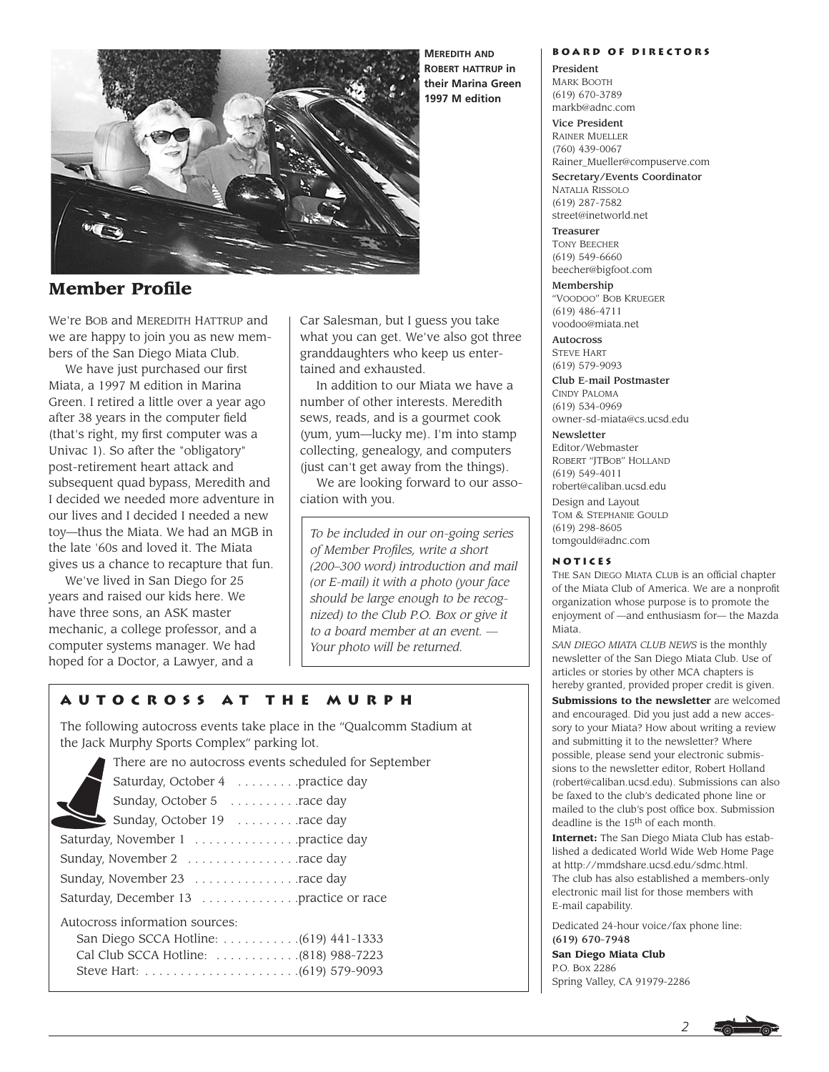**MEREDITH AND ROBERT HATTRUP in their Marina Green 1997 M edition**

## Member Profile

We're BOB and MEREDITH HATTRUP and we are happy to join you as new members of the San Diego Miata Club.

We have just purchased our first Miata, a 1997 M edition in Marina Green. I retired a little over a year ago after 38 years in the computer field (that's right, my first computer was a Univac 1). So after the "obligatory" post-retirement heart attack and subsequent quad bypass, Meredith and I decided we needed more adventure in our lives and I decided I needed a new toy—thus the Miata. We had an MGB in the late '60s and loved it. The Miata gives us a chance to recapture that fun.

We've lived in San Diego for 25 years and raised our kids here. We have three sons, an ASK master mechanic, a college professor, and a computer systems manager. We had hoped for a Doctor, a Lawyer, and a Car Salesman, but I guess you take what you can get. We've also got three granddaughters who keep us entertained and exhausted.

In addition to our Miata we have a number of other interests. Meredith sews, reads, and is a gourmet cook (yum, yum—lucky me). I'm into stamp collecting, genealogy, and computers (just can't get away from the things).

We are looking forward to our association with you.

*To be included in our on-going series of Member Profiles, write a short (200–300 word) introduction and mail (or E-mail) it with a photo (your face should be large enough to be recognized) to the Club P.O. Box or give it to a board member at an event. — Your photo will be returned.*

## AUTOCROSS AT THE MURPH

The following autocross events take place in the "Qualcomm Stadium at the Jack Murphy Sports Complex" parking lot.

There are no autocross events scheduled for September

- Saturday, October 4 . . . . . . . . .practice day
- Sunday, October 5 . . . . . . . . . .race day
- Sunday, October 19 . . . . . . . . .race day
- Saturday, November 1 . . . . . . . . . . . . . .practice day
- Sunday, November 2 . . . . . . . . . . . . . . . .race day
- Sunday, November 23 . . . . . . . . . . . . . . .race day
- Saturday, December 13 . . . . . . . . . . . . . .practice or race

Autocross information sources:

- San Diego SCCA Hotline: . . . . . . . . . . .(619) 441-1333
- Cal Club SCCA Hotline: . . . . . . . . . . . .(818) 988-7223
- Steve Hart: . . . . . . . . . . . . . . . . . . . . . .(619) 579-9093

## BOARD OF DIRECTORS

**President**
MARK BOOTH
(619) 670-3789
markb@adnc.com

**Vice President**
RAINER MUELLER
(760) 439-0067
Rainer_Mueller@compuserve.com

**Secretary/Events Coordinator**
NATALIA RISSOLO
(619) 287-7582
street@inetworld.net

**Treasurer**
TONY BEECHER
(619) 549-6660
beecher@bigfoot.com

**Membership**
"VOODOO" BOB KRUEGER
(619) 486-4711
voodoo@miata.net

**Autocross**
STEVE HART
(619) 579-9093

**Club E-mail Postmaster**
CINDY PALOMA
(619) 534-0969
owner-sd-miata@cs.ucsd.edu

**Newsletter**
Editor/Webmaster
ROBERT "JTBOB" HOLLAND
(619) 549-4011
robert@caliban.ucsd.edu

Design and Layout
TOM & STEPHANIE GOULD
(619) 298-8605
tomgould@adnc.com

## NOTICES

THE SAN DIEGO MIATA CLUB is an official chapter of the Miata Club of America. We are a nonprofit organization whose purpose is to promote the enjoyment of —and enthusiasm for— the Mazda Miata.

*SAN DIEGO MIATA CLUB NEWS* is the monthly newsletter of the San Diego Miata Club. Use of articles or stories by other MCA chapters is hereby granted, provided proper credit is given.

**Submissions to the newsletter** are welcomed and encouraged. Did you just add a new accessory to your Miata? How about writing a review and submitting it to the newsletter? Where possible, please send your electronic submissions to the newsletter editor, Robert Holland (robert@caliban.ucsd.edu). Submissions can also be faxed to the club's dedicated phone line or mailed to the club's post office box. Submission deadline is the 15th of each month.

**Internet:** The San Diego Miata Club has established a dedicated World Wide Web Home Page at http://mmdshare.ucsd.edu/sdmc.html. The club has also established a members-only electronic mail list for those members with E-mail capability.

Dedicated 24-hour voice/fax phone line:
**(619) 670-7948**

**San Diego Miata Club**
P.O. Box 2286
Spring Valley, CA 91979-2286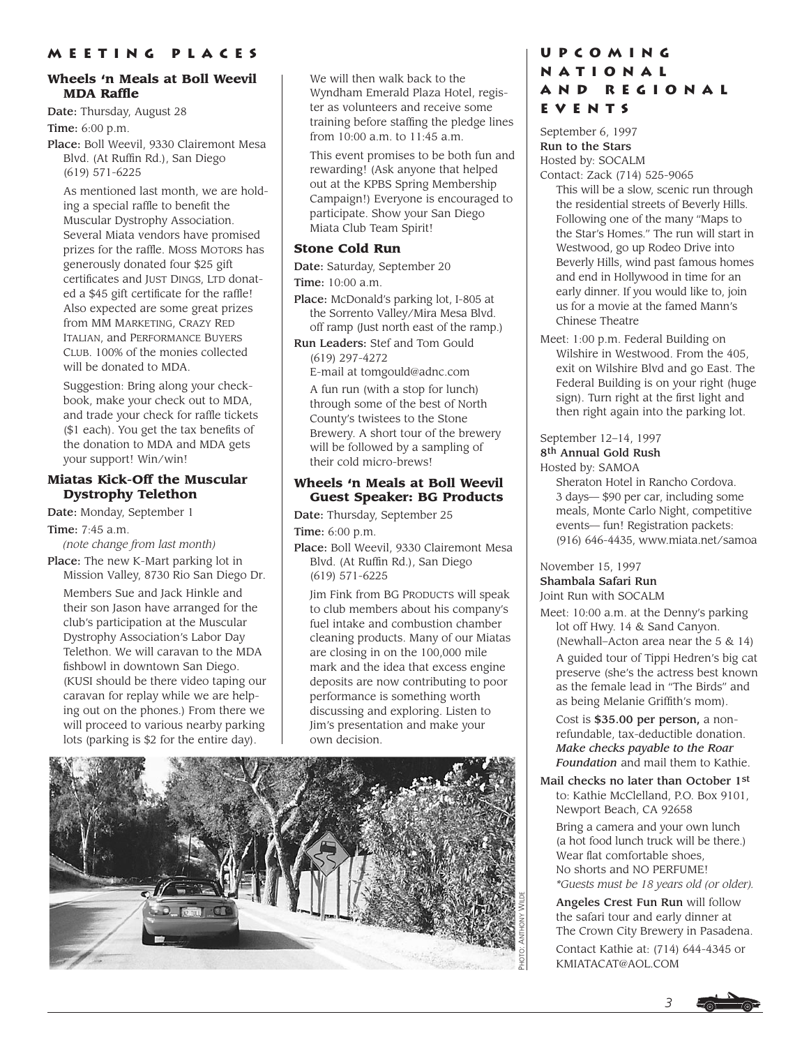## Meeting Places

### Wheels 'n Meals at Boll Weevil MDA Raffle

**Date:** Thursday, August 28

**Time:** 6:00 p.m.

**Place:** Boll Weevil, 9330 Clairemont Mesa Blvd. (At Ruffin Rd.), San Diego (619) 571-6225

As mentioned last month, we are holding a special raffle to benefit the Muscular Dystrophy Association. Several Miata vendors have promised prizes for the raffle. Moss Motors has generously donated four $25 gift certificates and Just Dings, Ltd donated a $45 gift certificate for the raffle! Also expected are some great prizes from MM Marketing, Crazy Red Italian, and Performance Buyers Club. 100% of the monies collected will be donated to MDA.

Suggestion: Bring along your checkbook, make your check out to MDA, and trade your check for raffle tickets ($1 each). You get the tax benefits of the donation to MDA and MDA gets your support! Win/win!

### Miatas Kick-Off the Muscular Dystrophy Telethon

**Date:** Monday, September 1

**Time:** 7:45 a.m.
*(note change from last month)*

**Place:** The new K-Mart parking lot in Mission Valley, 8730 Rio San Diego Dr.

Members Sue and Jack Hinkle and their son Jason have arranged for the club's participation at the Muscular Dystrophy Association's Labor Day Telethon. We will caravan to the MDA fishbowl in downtown San Diego. (KUSI should be there video taping our caravan for replay while we are helping out on the phones.) From there we will proceed to various nearby parking lots (parking is $2 for the entire day).

We will then walk back to the Wyndham Emerald Plaza Hotel, register as volunteers and receive some training before staffing the pledge lines from 10:00 a.m. to 11:45 a.m.

This event promises to be both fun and rewarding! (Ask anyone that helped out at the KPBS Spring Membership Campaign!) Everyone is encouraged to participate. Show your San Diego Miata Club Team Spirit!

### Stone Cold Run

**Date:** Saturday, September 20

**Time:** 10:00 a.m.

**Place:** McDonald's parking lot, I-805 at the Sorrento Valley/Mira Mesa Blvd. off ramp (Just north east of the ramp.)

**Run Leaders:** Stef and Tom Gould (619) 297-4272
E-mail at tomgould@adnc.com

A fun run (with a stop for lunch) through some of the best of North County's twistees to the Stone Brewery. A short tour of the brewery will be followed by a sampling of their cold micro-brews!

### Wheels 'n Meals at Boll Weevil Guest Speaker: BG Products

**Date:** Thursday, September 25

**Time:** 6:00 p.m.

**Place:** Boll Weevil, 9330 Clairemont Mesa Blvd. (At Ruffin Rd.), San Diego (619) 571-6225

Jim Fink from BG Products will speak to club members about his company's fuel intake and combustion chamber cleaning products. Many of our Miatas are closing in on the 100,000 mile mark and the idea that excess engine deposits are now contributing to poor performance is something worth discussing and exploring. Listen to Jim's presentation and make your own decision.

Photo: Anthony Wilde

## Upcoming National and Regional Events

September 6, 1997
**Run to the Stars**
Hosted by: SOCALM
Contact: Zack (714) 525-9065

This will be a slow, scenic run through the residential streets of Beverly Hills. Following one of the many "Maps to the Star's Homes." The run will start in Westwood, go up Rodeo Drive into Beverly Hills, wind past famous homes and end in Hollywood in time for an early dinner. If you would like to, join us for a movie at the famed Mann's Chinese Theatre

Meet: 1:00 p.m. Federal Building on Wilshire in Westwood. From the 405, exit on Wilshire Blvd and go East. The Federal Building is on your right (huge sign). Turn right at the first light and then right again into the parking lot.

September 12–14, 1997
**8th Annual Gold Rush**
Hosted by: SAMOA

Sheraton Hotel in Rancho Cordova. 3 days— $90 per car, including some meals, Monte Carlo Night, competitive events— fun! Registration packets: (916) 646-4435, www.miata.net/samoa

November 15, 1997
**Shambala Safari Run**
Joint Run with SOCALM

Meet: 10:00 a.m. at the Denny's parking lot off Hwy. 14 & Sand Canyon. (Newhall–Acton area near the 5 & 14)

A guided tour of Tippi Hedren's big cat preserve (she's the actress best known as the female lead in "The Birds" and as being Melanie Griffith's mom).

Cost is **$35.00 per person,** a non-refundable, tax-deductible donation. ***Make checks payable to the Roar Foundation*** and mail them to Kathie.

**Mail checks no later than October 1st** to: Kathie McClelland, P.O. Box 9101, Newport Beach, CA 92658

Bring a camera and your own lunch (a hot food lunch truck will be there.) Wear flat comfortable shoes, No shorts and NO PERFUME!
*\*Guests must be 18 years old (or older).*

**Angeles Crest Fun Run** will follow the safari tour and early dinner at The Crown City Brewery in Pasadena.

Contact Kathie at: (714) 644-4345 or KMIATACAT@AOL.COM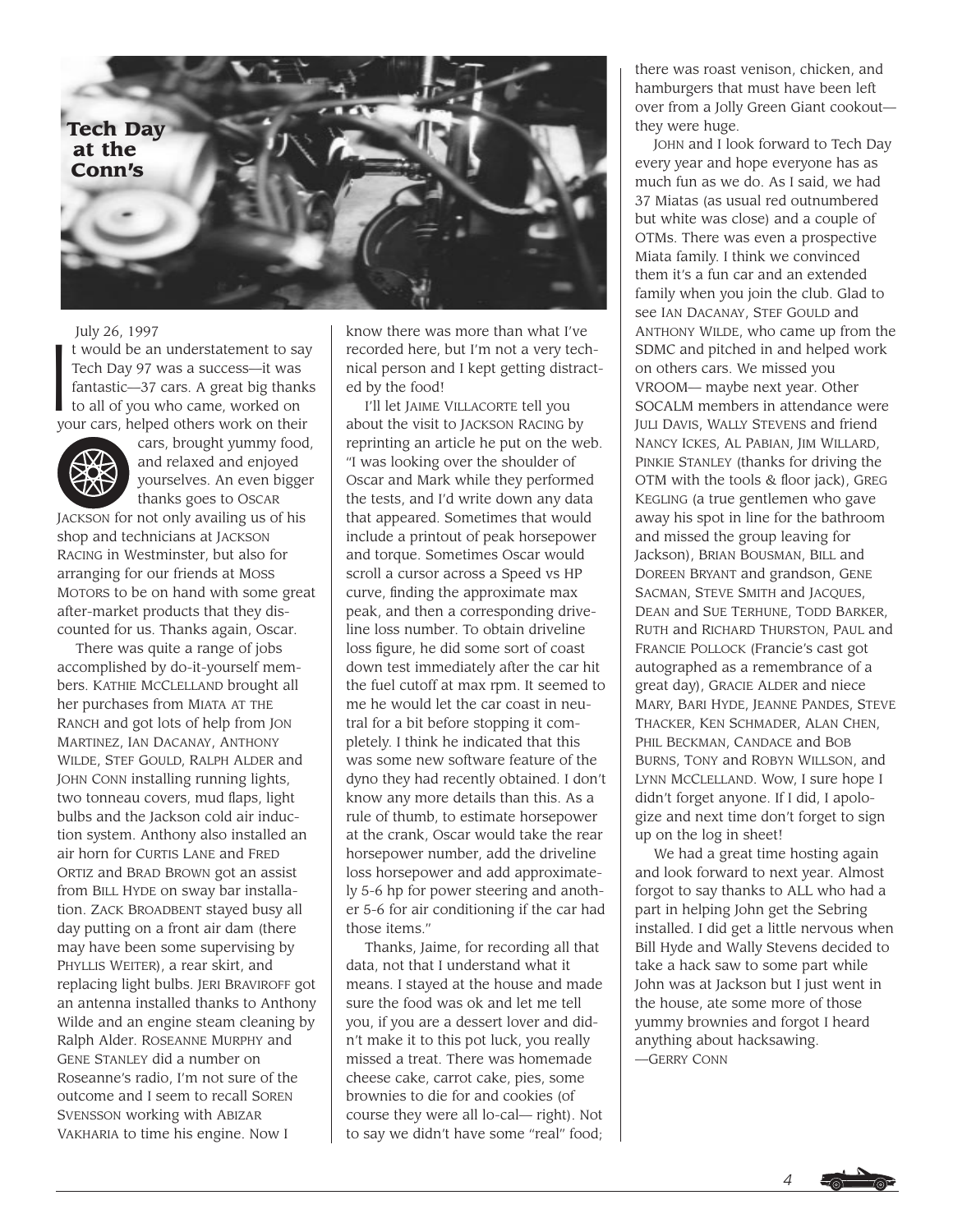# Tech Day at the Conn's

July 26, 1997

It would be an understatement to say Tech Day 97 was a success—it was fantastic—37 cars. A great big thanks to all of you who came, worked on your cars, helped others work on their cars, brought yummy food, and relaxed and enjoyed yourselves. An even bigger thanks goes to Oscar Jackson for not only availing us of his shop and technicians at Jackson Racing in Westminster, but also for arranging for our friends at Moss Motors to be on hand with some great after-market products that they discounted for us. Thanks again, Oscar.

There was quite a range of jobs accomplished by do-it-yourself members. Kathie McClelland brought all her purchases from Miata at the Ranch and got lots of help from Jon Martinez, Ian Dacanay, Anthony Wilde, Stef Gould, Ralph Alder and John Conn installing running lights, two tonneau covers, mud flaps, light bulbs and the Jackson cold air induction system. Anthony also installed an air horn for Curtis Lane and Fred Ortiz and Brad Brown got an assist from Bill Hyde on sway bar installation. Zack Broadbent stayed busy all day putting on a front air dam (there may have been some supervising by Phyllis Weiter), a rear skirt, and replacing light bulbs. Jeri Braviroff got an antenna installed thanks to Anthony Wilde and an engine steam cleaning by Ralph Alder. Roseanne Murphy and Gene Stanley did a number on Roseanne's radio, I'm not sure of the outcome and I seem to recall Soren Svensson working with Abizar Vakharia to time his engine. Now I know there was more than what I've recorded here, but I'm not a very technical person and I kept getting distracted by the food!

I'll let Jaime Villacorte tell you about the visit to Jackson Racing by reprinting an article he put on the web. "I was looking over the shoulder of Oscar and Mark while they performed the tests, and I'd write down any data that appeared. Sometimes that would include a printout of peak horsepower and torque. Sometimes Oscar would scroll a cursor across a Speed vs HP curve, finding the approximate max peak, and then a corresponding driveline loss number. To obtain driveline loss figure, he did some sort of coast down test immediately after the car hit the fuel cutoff at max rpm. It seemed to me he would let the car coast in neutral for a bit before stopping it completely. I think he indicated that this was some new software feature of the dyno they had recently obtained. I don't know any more details than this. As a rule of thumb, to estimate horsepower at the crank, Oscar would take the rear horsepower number, add the driveline loss horsepower and add approximately 5-6 hp for power steering and another 5-6 for air conditioning if the car had those items."

Thanks, Jaime, for recording all that data, not that I understand what it means. I stayed at the house and made sure the food was ok and let me tell you, if you are a dessert lover and didn't make it to this pot luck, you really missed a treat. There was homemade cheese cake, carrot cake, pies, some brownies to die for and cookies (of course they were all lo-cal— right). Not to say we didn't have some "real" food; there was roast venison, chicken, and hamburgers that must have been left over from a Jolly Green Giant cookout—they were huge.

John and I look forward to Tech Day every year and hope everyone has as much fun as we do. As I said, we had 37 Miatas (as usual red outnumbered but white was close) and a couple of OTMs. There was even a prospective Miata family. I think we convinced them it's a fun car and an extended family when you join the club. Glad to see Ian Dacanay, Stef Gould and Anthony Wilde, who came up from the SDMC and pitched in and helped work on others cars. We missed you VROOM— maybe next year. Other SOCALM members in attendance were Juli Davis, Wally Stevens and friend Nancy Ickes, Al Pabian, Jim Willard, Pinkie Stanley (thanks for driving the OTM with the tools & floor jack), Greg Kegling (a true gentlemen who gave away his spot in line for the bathroom and missed the group leaving for Jackson), Brian Bousman, Bill and Doreen Bryant and grandson, Gene Sacman, Steve Smith and Jacques, Dean and Sue Terhune, Todd Barker, Ruth and Richard Thurston, Paul and Francie Pollock (Francie's cast got autographed as a remembrance of a great day), Gracie Alder and niece Mary, Bari Hyde, Jeanne Pandes, Steve Thacker, Ken Schmader, Alan Chen, Phil Beckman, Candace and Bob Burns, Tony and Robyn Willson, and Lynn McClelland. Wow, I sure hope I didn't forget anyone. If I did, I apologize and next time don't forget to sign up on the log in sheet!

We had a great time hosting again and look forward to next year. Almost forgot to say thanks to ALL who had a part in helping John get the Sebring installed. I did get a little nervous when Bill Hyde and Wally Stevens decided to take a hack saw to some part while John was at Jackson but I just went in the house, ate some more of those yummy brownies and forgot I heard anything about hacksawing.

—Gerry Conn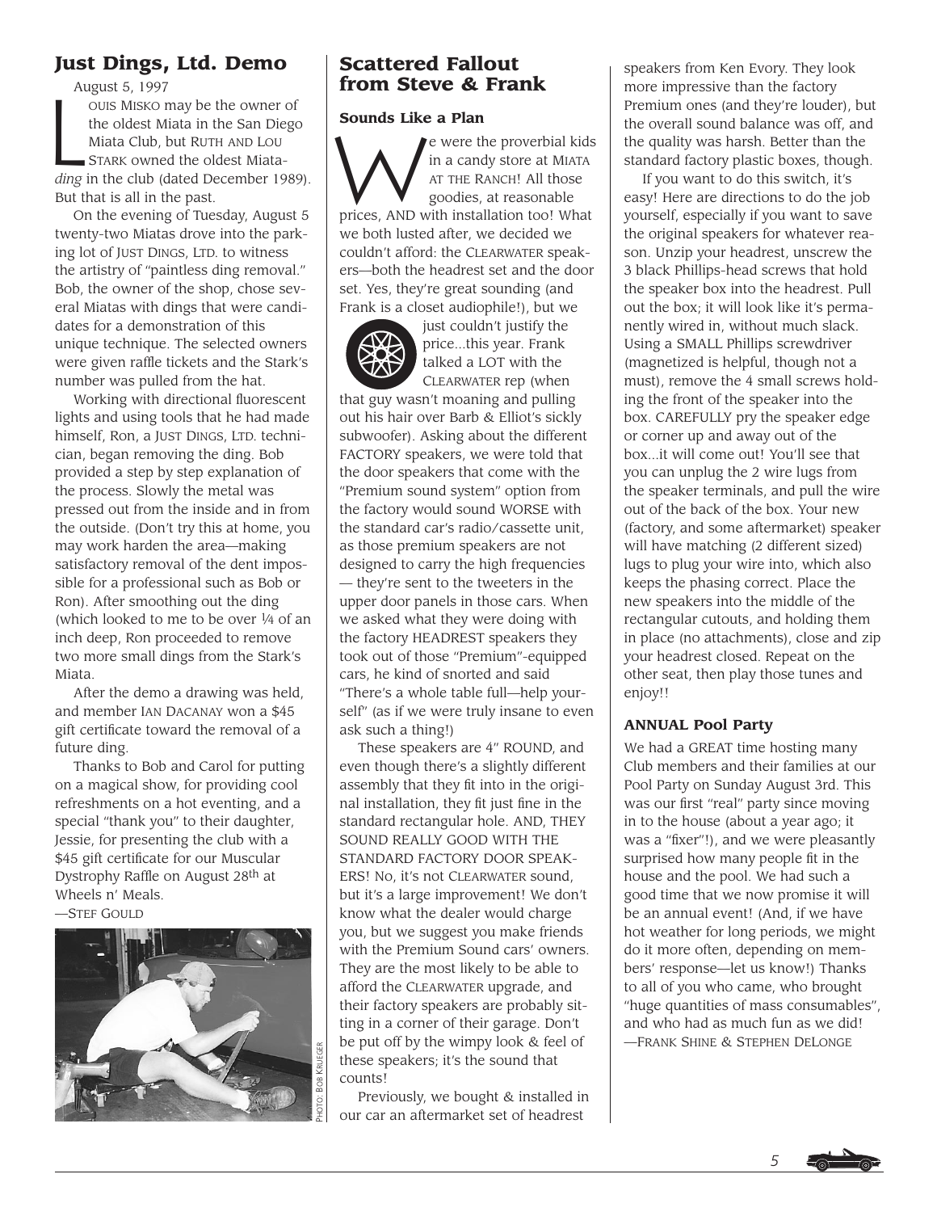## Just Dings, Ltd. Demo

August 5, 1997

LOUIS MISKO may be the owner of the oldest Miata in the San Diego Miata Club, but RUTH AND LOU STARK owned the oldest Miata-*ding* in the club (dated December 1989). But that is all in the past.

On the evening of Tuesday, August 5 twenty-two Miatas drove into the parking lot of JUST DINGS, LTD. to witness the artistry of "paintless ding removal." Bob, the owner of the shop, chose several Miatas with dings that were candidates for a demonstration of this unique technique. The selected owners were given raffle tickets and the Stark's number was pulled from the hat.

Working with directional fluorescent lights and using tools that he had made himself, Ron, a JUST DINGS, LTD. technician, began removing the ding. Bob provided a step by step explanation of the process. Slowly the metal was pressed out from the inside and in from the outside. (Don't try this at home, you may work harden the area—making satisfactory removal of the dent impossible for a professional such as Bob or Ron). After smoothing out the ding (which looked to me to be over ¼ of an inch deep, Ron proceeded to remove two more small dings from the Stark's Miata.

After the demo a drawing was held, and member IAN DACANAY won a $45 gift certificate toward the removal of a future ding.

Thanks to Bob and Carol for putting on a magical show, for providing cool refreshments on a hot eventing, and a special "thank you" to their daughter, Jessie, for presenting the club with a $45 gift certificate for our Muscular Dystrophy Raffle on August 28th at Wheels n' Meals.

—STEF GOULD

PHOTO: BOB KRUEGER

## Scattered Fallout from Steve & Frank

### Sounds Like a Plan

We were the proverbial kids in a candy store at MIATA AT THE RANCH! All those goodies, at reasonable prices, AND with installation too! What we both lusted after, we decided we couldn't afford: the CLEARWATER speakers—both the headrest set and the door set. Yes, they're great sounding (and Frank is a closet audiophile!), but we just couldn't justify the price...this year. Frank talked a LOT with the CLEARWATER rep (when that guy wasn't moaning and pulling out his hair over Barb & Elliot's sickly subwoofer). Asking about the different FACTORY speakers, we were told that the door speakers that come with the "Premium sound system" option from the factory would sound WORSE with the standard car's radio/cassette unit, as those premium speakers are not designed to carry the high frequencies — they're sent to the tweeters in the upper door panels in those cars. When we asked what they were doing with the factory HEADREST speakers they took out of those "Premium"-equipped cars, he kind of snorted and said "There's a whole table full—help yourself" (as if we were truly insane to even ask such a thing!)

These speakers are 4" ROUND, and even though there's a slightly different assembly that they fit into in the original installation, they fit just fine in the standard rectangular hole. AND, THEY SOUND REALLY GOOD WITH THE STANDARD FACTORY DOOR SPEAKERS! No, it's not CLEARWATER sound, but it's a large improvement! We don't know what the dealer would charge you, but we suggest you make friends with the Premium Sound cars' owners. They are the most likely to be able to afford the CLEARWATER upgrade, and their factory speakers are probably sitting in a corner of their garage. Don't be put off by the wimpy look & feel of these speakers; it's the sound that counts!

Previously, we bought & installed in our car an aftermarket set of headrest speakers from Ken Evory. They look more impressive than the factory Premium ones (and they're louder), but the overall sound balance was off, and the quality was harsh. Better than the standard factory plastic boxes, though.

If you want to do this switch, it's easy! Here are directions to do the job yourself, especially if you want to save the original speakers for whatever reason. Unzip your headrest, unscrew the 3 black Phillips-head screws that hold the speaker box into the headrest. Pull out the box; it will look like it's permanently wired in, without much slack. Using a SMALL Phillips screwdriver (magnetized is helpful, though not a must), remove the 4 small screws holding the front of the speaker into the box. CAREFULLY pry the speaker edge or corner up and away out of the box...it will come out! You'll see that you can unplug the 2 wire lugs from the speaker terminals, and pull the wire out of the back of the box. Your new (factory, and some aftermarket) speaker will have matching (2 different sized) lugs to plug your wire into, which also keeps the phasing correct. Place the new speakers into the middle of the rectangular cutouts, and holding them in place (no attachments), close and zip your headrest closed. Repeat on the other seat, then play those tunes and enjoy!!

### ANNUAL Pool Party

We had a GREAT time hosting many Club members and their families at our Pool Party on Sunday August 3rd. This was our first "real" party since moving in to the house (about a year ago; it was a "fixer"!), and we were pleasantly surprised how many people fit in the house and the pool. We had such a good time that we now promise it will be an annual event! (And, if we have hot weather for long periods, we might do it more often, depending on members' response—let us know!) Thanks to all of you who came, who brought "huge quantities of mass consumables", and who had as much fun as we did!

—FRANK SHINE & STEPHEN DELONGE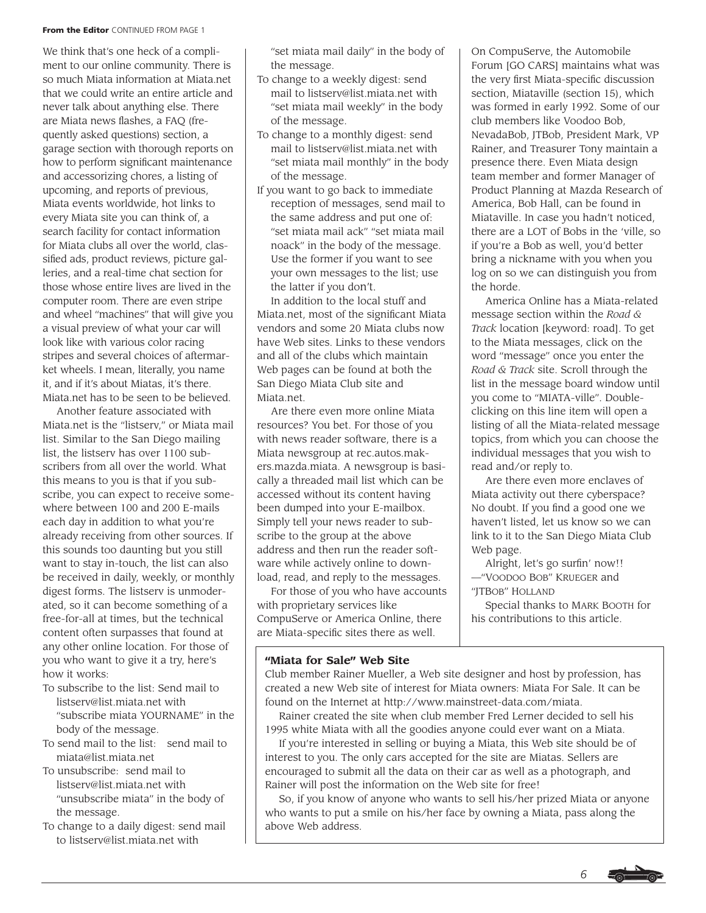**From the Editor** CONTINUED FROM PAGE 1

We think that's one heck of a compliment to our online community. There is so much Miata information at Miata.net that we could write an entire article and never talk about anything else. There are Miata news flashes, a FAQ (frequently asked questions) section, a garage section with thorough reports on how to perform significant maintenance and accessorizing chores, a listing of upcoming, and reports of previous, Miata events worldwide, hot links to every Miata site you can think of, a search facility for contact information for Miata clubs all over the world, classified ads, product reviews, picture galleries, and a real-time chat section for those whose entire lives are lived in the computer room. There are even stripe and wheel "machines" that will give you a visual preview of what your car will look like with various color racing stripes and several choices of aftermarket wheels. I mean, literally, you name it, and if it's about Miatas, it's there. Miata.net has to be seen to be believed.

Another feature associated with Miata.net is the "listserv," or Miata mail list. Similar to the San Diego mailing list, the listserv has over 1100 subscribers from all over the world. What this means to you is that if you subscribe, you can expect to receive somewhere between 100 and 200 E-mails each day in addition to what you're already receiving from other sources. If this sounds too daunting but you still want to stay in-touch, the list can also be received in daily, weekly, or monthly digest forms. The listserv is unmoderated, so it can become something of a free-for-all at times, but the technical content often surpasses that found at any other online location. For those of you who want to give it a try, here's how it works:

- To subscribe to the list: Send mail to listserv@list.miata.net with "subscribe miata YOURNAME" in the body of the message.
- To send mail to the list: send mail to miata@list.miata.net
- To unsubscribe: send mail to listserv@list.miata.net with "unsubscribe miata" in the body of the message.
- To change to a daily digest: send mail to listserv@list.miata.net with "set miata mail daily" in the body of the message.
- To change to a weekly digest: send mail to listserv@list.miata.net with "set miata mail weekly" in the body of the message.
- To change to a monthly digest: send mail to listserv@list.miata.net with "set miata mail monthly" in the body of the message.
- If you want to go back to immediate reception of messages, send mail to the same address and put one of: "set miata mail ack" "set miata mail noack" in the body of the message. Use the former if you want to see your own messages to the list; use the latter if you don't.

In addition to the local stuff and Miata.net, most of the significant Miata vendors and some 20 Miata clubs now have Web sites. Links to these vendors and all of the clubs which maintain Web pages can be found at both the San Diego Miata Club site and Miata.net.

Are there even more online Miata resources? You bet. For those of you with news reader software, there is a Miata newsgroup at rec.autos.makers.mazda.miata. A newsgroup is basically a threaded mail list which can be accessed without its content having been dumped into your E-mailbox. Simply tell your news reader to subscribe to the group at the above address and then run the reader software while actively online to download, read, and reply to the messages.

For those of you who have accounts with proprietary services like CompuServe or America Online, there are Miata-specific sites there as well.

On CompuServe, the Automobile Forum [GO CARS] maintains what was the very first Miata-specific discussion section, Miataville (section 15), which was formed in early 1992. Some of our club members like Voodoo Bob, NevadaBob, JTBob, President Mark, VP Rainer, and Treasurer Tony maintain a presence there. Even Miata design team member and former Manager of Product Planning at Mazda Research of America, Bob Hall, can be found in Miataville. In case you hadn't noticed, there are a LOT of Bobs in the 'ville, so if you're a Bob as well, you'd better bring a nickname with you when you log on so we can distinguish you from the horde.

America Online has a Miata-related message section within the *Road & Track* location [keyword: road]. To get to the Miata messages, click on the word "message" once you enter the *Road & Track* site. Scroll through the list in the message board window until you come to "MIATA-ville". Double-clicking on this line item will open a listing of all the Miata-related message topics, from which you can choose the individual messages that you wish to read and/or reply to.

Are there even more enclaves of Miata activity out there cyberspace? No doubt. If you find a good one we haven't listed, let us know so we can link to it to the San Diego Miata Club Web page.

Alright, let's go surfin' now!!

—"Voodoo Bob" Krueger and "JTBob" Holland

Special thanks to Mark Booth for his contributions to this article.

### "Miata for Sale" Web Site

Club member Rainer Mueller, a Web site designer and host by profession, has created a new Web site of interest for Miata owners: Miata For Sale. It can be found on the Internet at http://www.mainstreet-data.com/miata.

Rainer created the site when club member Fred Lerner decided to sell his 1995 white Miata with all the goodies anyone could ever want on a Miata.

If you're interested in selling or buying a Miata, this Web site should be of interest to you. The only cars accepted for the site are Miatas. Sellers are encouraged to submit all the data on their car as well as a photograph, and Rainer will post the information on the Web site for free!

So, if you know of anyone who wants to sell his/her prized Miata or anyone who wants to put a smile on his/her face by owning a Miata, pass along the above Web address.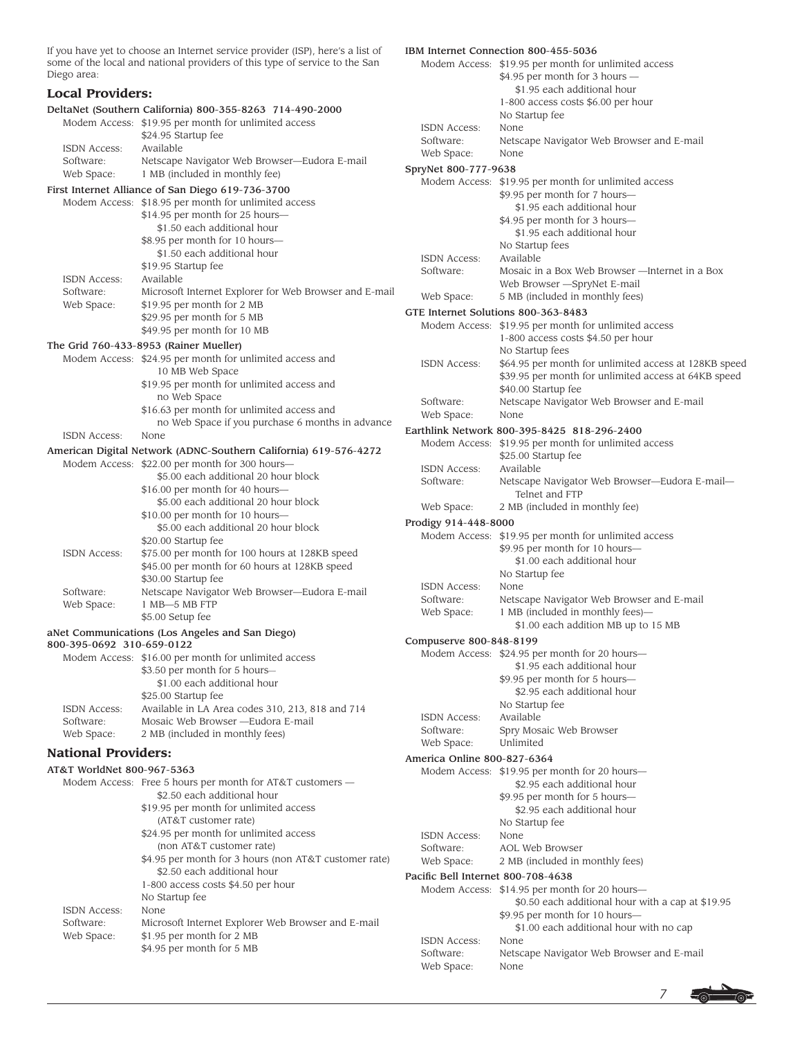If you have yet to choose an Internet service provider (ISP), here's a list of some of the local and national providers of this type of service to the San Diego area:

## Local Providers:

**DeltaNet (Southern California) 800-355-8263 714-490-2000**

Modem Access: $19.95 per month for unlimited access
$24.95 Startup fee
ISDN Access: Available
Software: Netscape Navigator Web Browser—Eudora E-mail
Web Space: 1 MB (included in monthly fee)

**First Internet Alliance of San Diego 619-736-3700**

Modem Access: $18.95 per month for unlimited access
$14.95 per month for 25 hours—
$1.50 each additional hour
$8.95 per month for 10 hours—
$1.50 each additional hour
$19.95 Startup fee
ISDN Access: Available
Software: Microsoft Internet Explorer for Web Browser and E-mail
Web Space: $19.95 per month for 2 MB
$29.95 per month for 5 MB
$49.95 per month for 10 MB

**The Grid 760-433-8953 (Rainer Mueller)**

Modem Access: $24.95 per month for unlimited access and 10 MB Web Space
$19.95 per month for unlimited access and no Web Space
$16.63 per month for unlimited access and no Web Space if you purchase 6 months in advance
ISDN Access: None

**American Digital Network (ADNC-Southern California) 619-576-4272**

Modem Access: $22.00 per month for 300 hours—
$5.00 each additional 20 hour block
$16.00 per month for 40 hours—
$5.00 each additional 20 hour block
$10.00 per month for 10 hours—
$5.00 each additional 20 hour block
$20.00 Startup fee
ISDN Access: $75.00 per month for 100 hours at 128KB speed
$45.00 per month for 60 hours at 128KB speed
$30.00 Startup fee
Software: Netscape Navigator Web Browser—Eudora E-mail
Web Space: 1 MB—5 MB FTP
$5.00 Setup fee

**aNet Communications (Los Angeles and San Diego) 800-395-0692 310-659-0122**

Modem Access: $16.00 per month for unlimited access
$3.50 per month for 5 hours–
$1.00 each additional hour
$25.00 Startup fee
ISDN Access: Available in LA Area codes 310, 213, 818 and 714
Software: Mosaic Web Browser —Eudora E-mail
Web Space: 2 MB (included in monthly fees)

## National Providers:

**AT&T WorldNet 800-967-5363**

Modem Access: Free 5 hours per month for AT&T customers —
$2.50 each additional hour
$19.95 per month for unlimited access (AT&T customer rate)
$24.95 per month for unlimited access (non AT&T customer rate)
$4.95 per month for 3 hours (non AT&T customer rate)
$2.50 each additional hour
1-800 access costs $4.50 per hour
No Startup fee
ISDN Access: None
Software: Microsoft Internet Explorer Web Browser and E-mail
Web Space: $1.95 per month for 2 MB
$4.95 per month for 5 MB

**IBM Internet Connection 800-455-5036**

Modem Access: $19.95 per month for unlimited access
$4.95 per month for 3 hours —
$1.95 each additional hour
1-800 access costs $6.00 per hour
No Startup fee
ISDN Access: None
Software: Netscape Navigator Web Browser and E-mail
Web Space: None

**SpryNet 800-777-9638**

Modem Access: $19.95 per month for unlimited access
$9.95 per month for 7 hours—
$1.95 each additional hour
$4.95 per month for 3 hours—
$1.95 each additional hour
No Startup fees
ISDN Access: Available
Software: Mosaic in a Box Web Browser —Internet in a Box Web Browser —SpryNet E-mail
Web Space: 5 MB (included in monthly fees)

**GTE Internet Solutions 800-363-8483**

Modem Access: $19.95 per month for unlimited access
1-800 access costs $4.50 per hour
No Startup fees
ISDN Access: $64.95 per month for unlimited access at 128KB speed
$39.95 per month for unlimited access at 64KB speed
$40.00 Startup fee
Software: Netscape Navigator Web Browser and E-mail
Web Space: None

**Earthlink Network 800-395-8425 818-296-2400**

Modem Access: $19.95 per month for unlimited access
$25.00 Startup fee
ISDN Access: Available
Software: Netscape Navigator Web Browser—Eudora E-mail—Telnet and FTP
Web Space: 2 MB (included in monthly fee)

**Prodigy 914-448-8000**

Modem Access: $19.95 per month for unlimited access
$9.95 per month for 10 hours—
$1.00 each additional hour
No Startup fee
ISDN Access: None
Software: Netscape Navigator Web Browser and E-mail
Web Space: 1 MB (included in monthly fees)—
$1.00 each addition MB up to 15 MB

**Compuserve 800-848-8199**

Modem Access: $24.95 per month for 20 hours—
$1.95 each additional hour
$9.95 per month for 5 hours—
$2.95 each additional hour
No Startup fee
ISDN Access: Available
Software: Spry Mosaic Web Browser
Web Space: Unlimited

**America Online 800-827-6364**

Modem Access: $19.95 per month for 20 hours—
$2.95 each additional hour
$9.95 per month for 5 hours—
$2.95 each additional hour
No Startup fee
ISDN Access: None
Software: AOL Web Browser
Web Space: 2 MB (included in monthly fees)

**Pacific Bell Internet 800-708-4638**

Modem Access: $14.95 per month for 20 hours—
$0.50 each additional hour with a cap at $19.95
$9.95 per month for 10 hours—
$1.00 each additional hour with no cap
ISDN Access: None
Software: Netscape Navigator Web Browser and E-mail
Web Space: None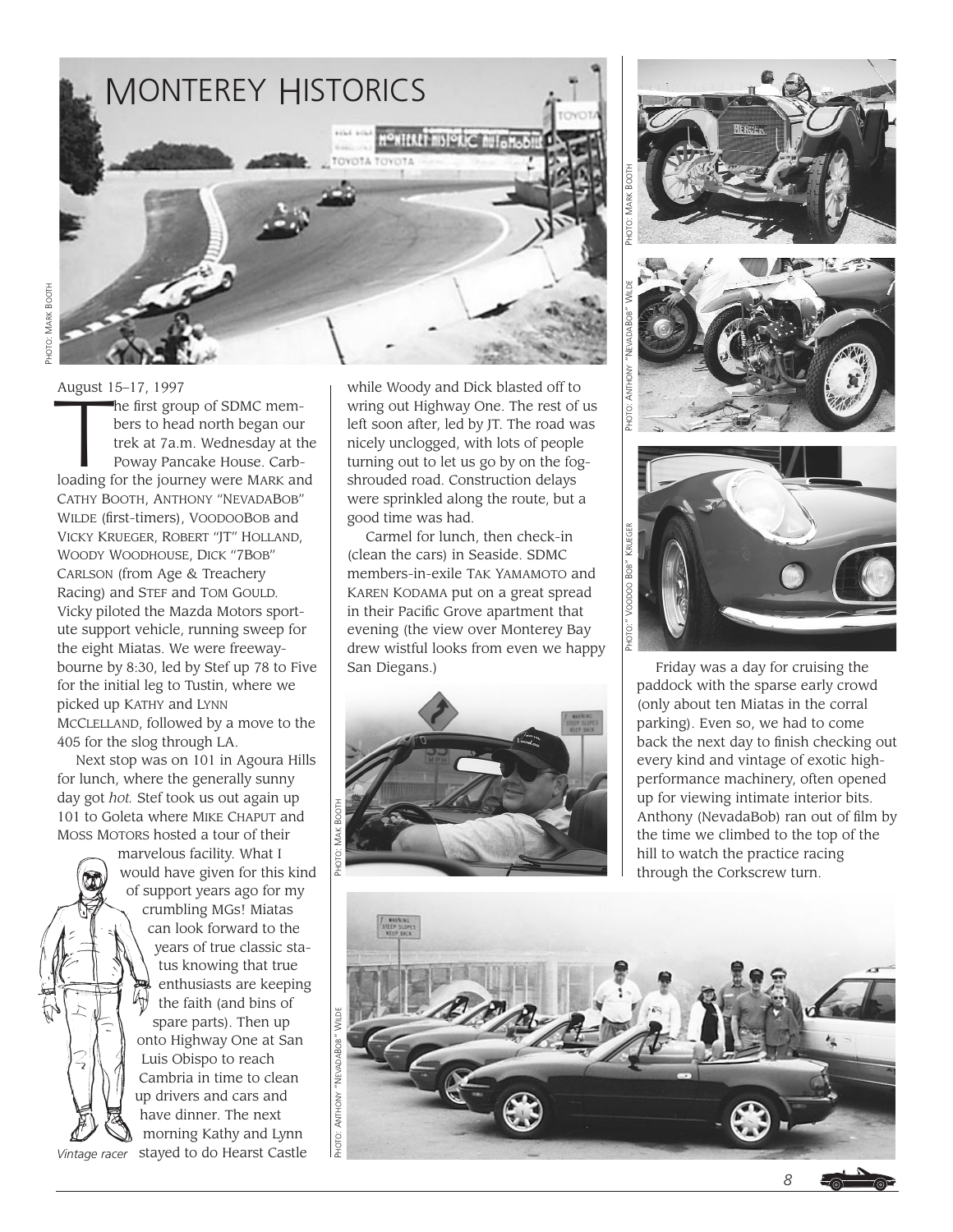# Monterey Historics

Photo: Mark Booth

August 15–17, 1997

The first group of SDMC members to head north began our trek at 7a.m. Wednesday at the Poway Pancake House. Carb-loading for the journey were Mark and Cathy Booth, Anthony "NevadaBob" Wilde (first-timers), VoodooBob and Vicky Krueger, Robert "JT" Holland, Woody Woodhouse, Dick "7Bob" Carlson (from Age & Treachery Racing) and Stef and Tom Gould. Vicky piloted the Mazda Motors sport-ute support vehicle, running sweep for the eight Miatas. We were freeway-bourne by 8:30, led by Stef up 78 to Five for the initial leg to Tustin, where we picked up Kathy and Lynn McClelland, followed by a move to the 405 for the slog through LA.

Next stop was on 101 in Agoura Hills for lunch, where the generally sunny day got *hot.* Stef took us out again up 101 to Goleta where Mike Chaput and Moss Motors hosted a tour of their marvelous facility. What I would have given for this kind of support years ago for my crumbling MGs! Miatas can look forward to the years of true classic status knowing that true enthusiasts are keeping the faith (and bins of spare parts). Then up onto Highway One at San Luis Obispo to reach Cambria in time to clean up drivers and cars and have dinner. The next morning Kathy and Lynn stayed to do Hearst Castle while Woody and Dick blasted off to wring out Highway One. The rest of us left soon after, led by JT. The road was nicely unclogged, with lots of people turning out to let us go by on the fog-shrouded road. Construction delays were sprinkled along the route, but a good time was had.

*Vintage racer*

Carmel for lunch, then check-in (clean the cars) in Seaside. SDMC members-in-exile Tak Yamamoto and Karen Kodama put on a great spread in their Pacific Grove apartment that evening (the view over Monterey Bay drew wistful looks from even we happy San Diegans.)

Photo: Mak Booth

Photo: Mark Booth

Photo: Anthony "NevadaBob" Wilde

Photo: " Voodoo Bob" Krueger

Friday was a day for cruising the paddock with the sparse early crowd (only about ten Miatas in the corral parking). Even so, we had to come back the next day to finish checking out every kind and vintage of exotic high-performance machinery, often opened up for viewing intimate interior bits. Anthony (NevadaBob) ran out of film by the time we climbed to the top of the hill to watch the practice racing through the Corkscrew turn.

Photo: Anthony "NevadaBob" Wilde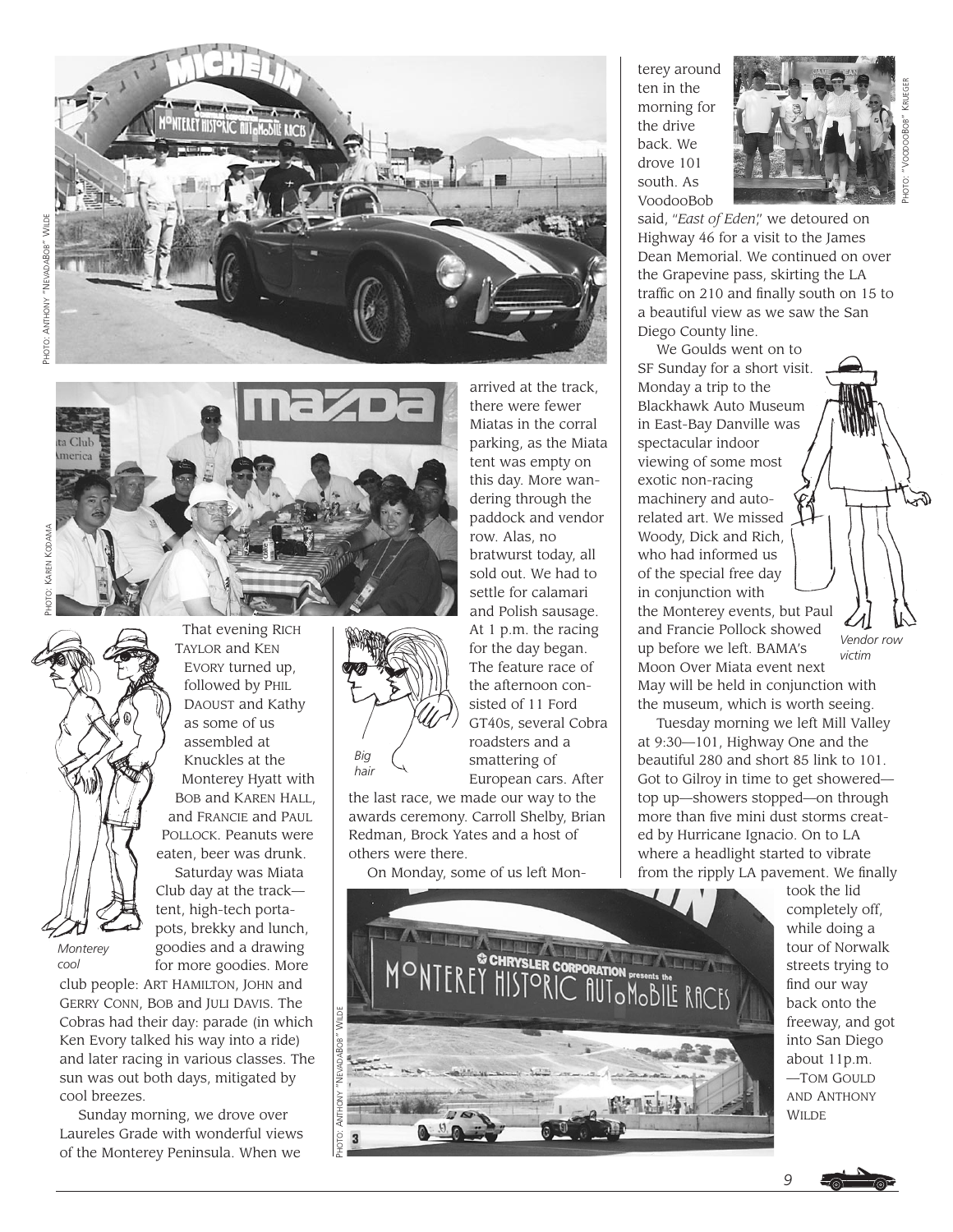PHOTO: ANTHONY "NEVADABOB" WILDE

PHOTO: KAREN KODAMA

That evening RICH TAYLOR and KEN EVORY turned up, followed by PHIL DAOUST and Kathy as some of us assembled at Knuckles at the Monterey Hyatt with BOB and KAREN HALL, and FRANCIE and PAUL POLLOCK. Peanuts were eaten, beer was drunk.

Saturday was Miata Club day at the track—tent, high-tech porta-pots, brekky and lunch, goodies and a drawing for more goodies. More club people: ART HAMILTON, JOHN and GERRY CONN, BOB and JULI DAVIS. The Cobras had their day: parade (in which Ken Evory talked his way into a ride) and later racing in various classes. The sun was out both days, mitigated by cool breezes.

*Monterey cool*

Sunday morning, we drove over Laureles Grade with wonderful views of the Monterey Peninsula. When we arrived at the track, there were fewer Miatas in the corral parking, as the Miata tent was empty on this day. More wandering through the paddock and vendor row. Alas, no bratwurst today, all sold out. We had to settle for calamari and Polish sausage. At 1 p.m. the racing for the day began. The feature race of the afternoon consisted of 11 Ford GT40s, several Cobra roadsters and a smattering of European cars. After the last race, we made our way to the awards ceremony. Carroll Shelby, Brian Redman, Brock Yates and a host of others were there.

*Big hair*

On Monday, some of us left Monterey around ten in the morning for the drive back. We drove 101 south. As VoodooBob said, "*East of Eden*," we detoured on Highway 46 for a visit to the James Dean Memorial. We continued on over the Grapevine pass, skirting the LA traffic on 210 and finally south on 15 to a beautiful view as we saw the San Diego County line.

PHOTO: "VOODOOBOB" KRUEGER

We Goulds went on to SF Sunday for a short visit. Monday a trip to the Blackhawk Auto Museum in East-Bay Danville was spectacular indoor viewing of some most exotic non-racing machinery and auto-related art. We missed Woody, Dick and Rich, who had informed us of the special free day in conjunction with the Monterey events, but Paul and Francie Pollock showed up before we left. BAMA's Moon Over Miata event next May will be held in conjunction with the museum, which is worth seeing.

*Vendor row victim*

Tuesday morning we left Mill Valley at 9:30—101, Highway One and the beautiful 280 and short 85 link to 101. Got to Gilroy in time to get showered—top up—showers stopped—on through more than five mini dust storms created by Hurricane Ignacio. On to LA where a headlight started to vibrate from the ripply LA pavement. We finally took the lid completely off, while doing a tour of Norwalk streets trying to find our way back onto the freeway, and got into San Diego about 11p.m.

—TOM GOULD AND ANTHONY WILDE

PHOTO: ANTHONY "NEVADABOB" WILDE